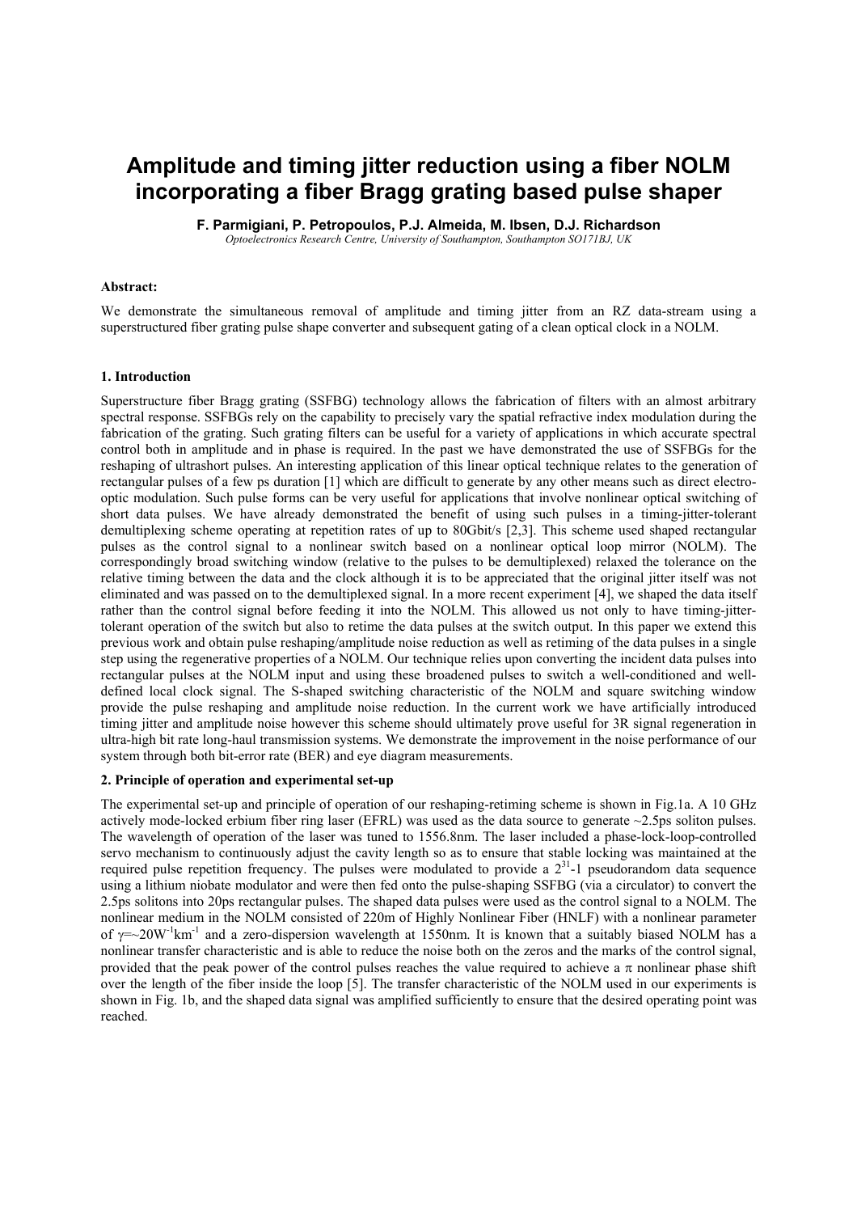# Amplitude and timing jitter reduction using a fiber NOLM incorporating a fiber Bragg grating based pulse shaper

**F. Parmigiani, P. Petropoulos, P.J. Almeida, M. Ibsen, D.J. Richardson**

*Optoelectronics Research Centre, University of Southampton, Southampton SO171BJ, UK*

**Abstract:**

We demonstrate the simultaneous removal of amplitude and timing jitter from an RZ data-stream using a superstructured fiber grating pulse shape converter and subsequent gating of a clean optical clock in a NOLM.

### 1. Introduction

Superstructure fiber Bragg grating (SSFBG) technology allows the fabrication of filters with an almost arbitrary spectral response. SSFBGs rely on the capability to precisely vary the spatial refractive index modulation during the fabrication of the grating. Such grating filters can be useful for a variety of applications in which accurate spectral control both in amplitude and in phase is required. In the past we have demonstrated the use of SSFBGs for the reshaping of ultrashort pulses. An interesting application of this linear optical technique relates to the generation of rectangular pulses of a few ps duration [1] which are difficult to generate by any other means such as direct electro-optic modulation. Such pulse forms can be very useful for applications that involve nonlinear optical switching of short data pulses. We have already demonstrated the benefit of using such pulses in a timing-jitter-tolerant demultiplexing scheme operating at repetition rates of up to 80Gbit/s [2,3]. This scheme used shaped rectangular pulses as the control signal to a nonlinear switch based on a nonlinear optical loop mirror (NOLM). The correspondingly broad switching window (relative to the pulses to be demultiplexed) relaxed the tolerance on the relative timing between the data and the clock although it is to be appreciated that the original jitter itself was not eliminated and was passed on to the demultiplexed signal. In a more recent experiment [4], we shaped the data itself rather than the control signal before feeding it into the NOLM. This allowed us not only to have timing-jitter-tolerant operation of the switch but also to retime the data pulses at the switch output. In this paper we extend this previous work and obtain pulse reshaping/amplitude noise reduction as well as retiming of the data pulses in a single step using the regenerative properties of a NOLM. Our technique relies upon converting the incident data pulses into rectangular pulses at the NOLM input and using these broadened pulses to switch a well-conditioned and well-defined local clock signal. The S-shaped switching characteristic of the NOLM and square switching window provide the pulse reshaping and amplitude noise reduction. In the current work we have artificially introduced timing jitter and amplitude noise however this scheme should ultimately prove useful for 3R signal regeneration in ultra-high bit rate long-haul transmission systems. We demonstrate the improvement in the noise performance of our system through both bit-error rate (BER) and eye diagram measurements.

### 2. Principle of operation and experimental set-up

The experimental set-up and principle of operation of our reshaping-retiming scheme is shown in Fig.1a. A 10 GHz actively mode-locked erbium fiber ring laser (EFRL) was used as the data source to generate ~2.5ps soliton pulses. The wavelength of operation of the laser was tuned to 1556.8nm. The laser included a phase-lock-loop-controlled servo mechanism to continuously adjust the cavity length so as to ensure that stable locking was maintained at the required pulse repetition frequency. The pulses were modulated to provide a $2^{31}$-1 pseudorandom data sequence using a lithium niobate modulator and were then fed onto the pulse-shaping SSFBG (via a circulator) to convert the 2.5ps solitons into 20ps rectangular pulses. The shaped data pulses were used as the control signal to a NOLM. The nonlinear medium in the NOLM consisted of 220m of Highly Nonlinear Fiber (HNLF) with a nonlinear parameter of $\gamma$=~20$W^{-1}km^{-1}$ and a zero-dispersion wavelength at 1550nm. It is known that a suitably biased NOLM has a nonlinear transfer characteristic and is able to reduce the noise both on the zeros and the marks of the control signal, provided that the peak power of the control pulses reaches the value required to achieve a $\pi$ nonlinear phase shift over the length of the fiber inside the loop [5]. The transfer characteristic of the NOLM used in our experiments is shown in Fig. 1b, and the shaped data signal was amplified sufficiently to ensure that the desired operating point was reached.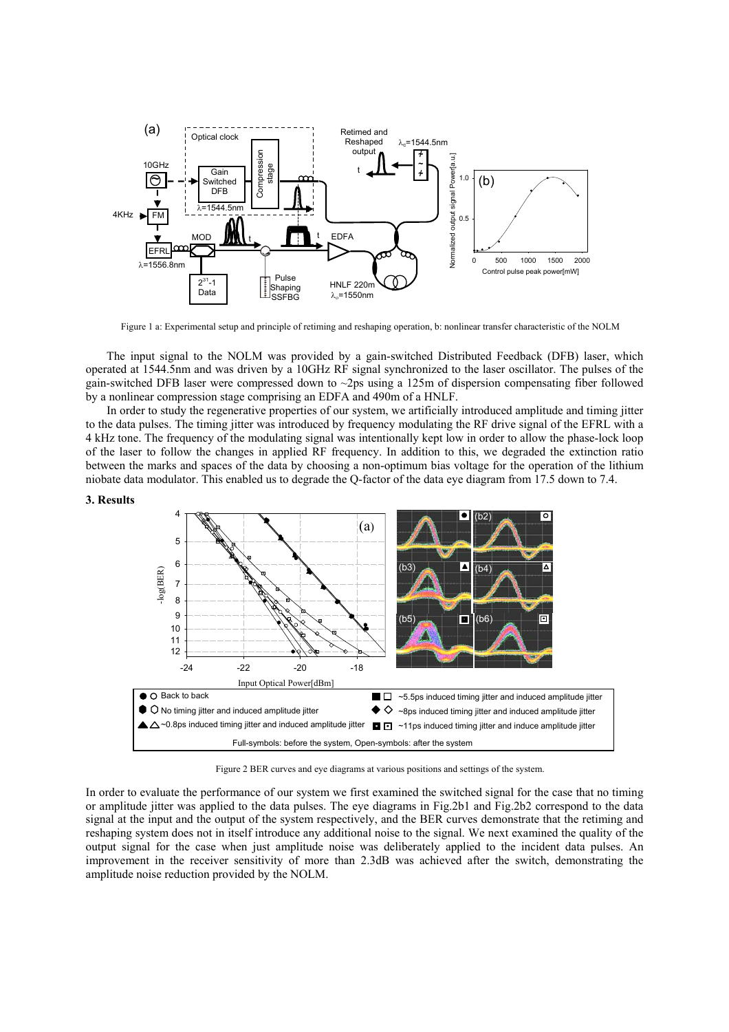Figure 1 a: Experimental setup and principle of retiming and reshaping operation, b: nonlinear transfer characteristic of the NOLM

The input signal to the NOLM was provided by a gain-switched Distributed Feedback (DFB) laser, which operated at 1544.5nm and was driven by a 10GHz RF signal synchronized to the laser oscillator. The pulses of the gain-switched DFB laser were compressed down to ~2ps using a 125m of dispersion compensating fiber followed by a nonlinear compression stage comprising an EDFA and 490m of a HNLF.

In order to study the regenerative properties of our system, we artificially introduced amplitude and timing jitter to the data pulses. The timing jitter was introduced by frequency modulating the RF drive signal of the EFRL with a 4 kHz tone. The frequency of the modulating signal was intentionally kept low in order to allow the phase-lock loop of the laser to follow the changes in applied RF frequency. In addition to this, we degraded the extinction ratio between the marks and spaces of the data by choosing a non-optimum bias voltage for the operation of the lithium niobate data modulator. This enabled us to degrade the Q-factor of the data eye diagram from 17.5 down to 7.4.

**3. Results**

Figure 2 BER curves and eye diagrams at various positions and settings of the system.

In order to evaluate the performance of our system we first examined the switched signal for the case that no timing or amplitude jitter was applied to the data pulses. The eye diagrams in Fig.2b1 and Fig.2b2 correspond to the data signal at the input and the output of the system respectively, and the BER curves demonstrate that the retiming and reshaping system does not in itself introduce any additional noise to the signal. We next examined the quality of the output signal for the case when just amplitude noise was deliberately applied to the incident data pulses. An improvement in the receiver sensitivity of more than 2.3dB was achieved after the switch, demonstrating the amplitude noise reduction provided by the NOLM.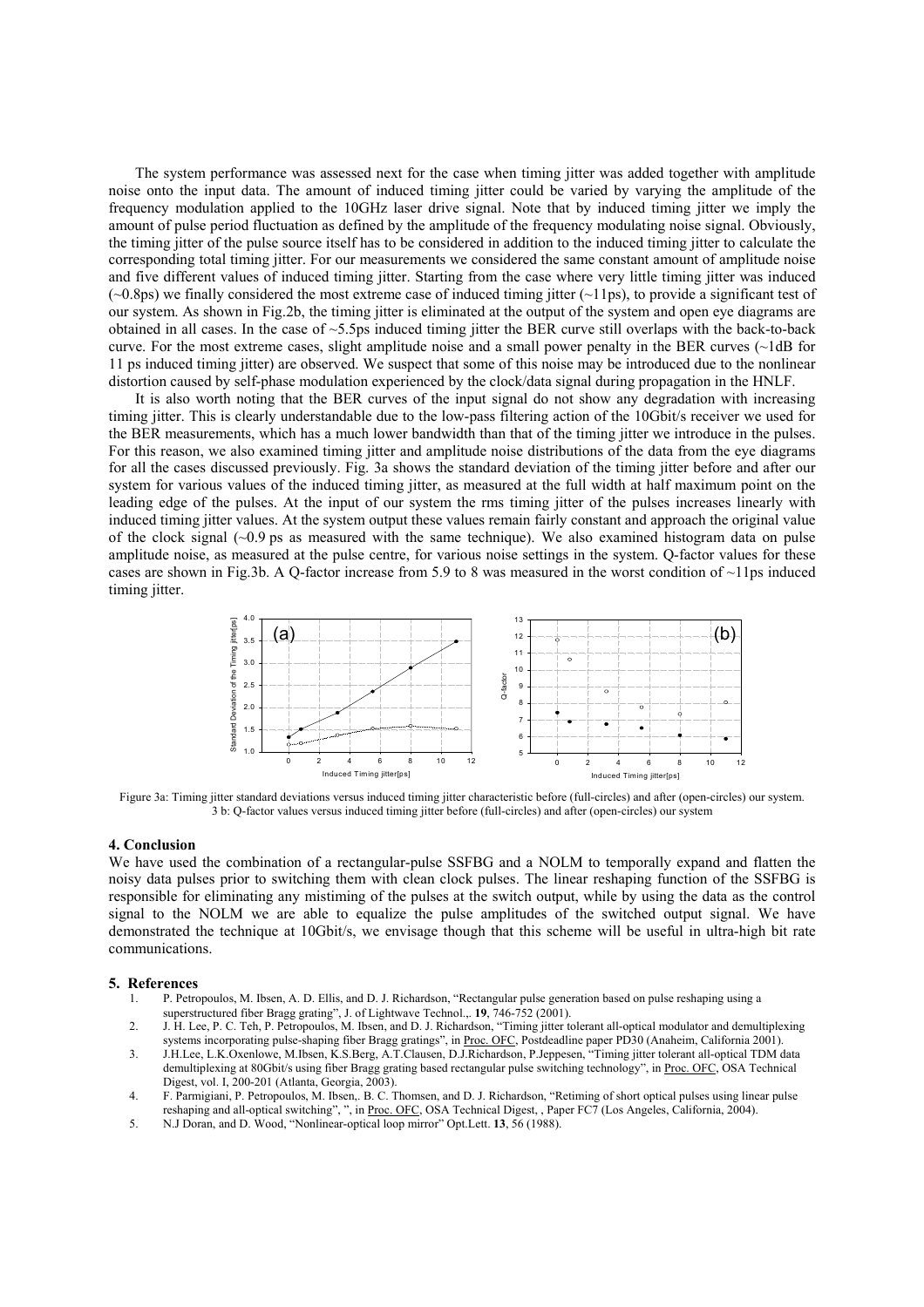The system performance was assessed next for the case when timing jitter was added together with amplitude noise onto the input data. The amount of induced timing jitter could be varied by varying the amplitude of the frequency modulation applied to the 10GHz laser drive signal. Note that by induced timing jitter we imply the amount of pulse period fluctuation as defined by the amplitude of the frequency modulating noise signal. Obviously, the timing jitter of the pulse source itself has to be considered in addition to the induced timing jitter to calculate the corresponding total timing jitter. For our measurements we considered the same constant amount of amplitude noise and five different values of induced timing jitter. Starting from the case where very little timing jitter was induced (~0.8ps) we finally considered the most extreme case of induced timing jitter (~11ps), to provide a significant test of our system. As shown in Fig.2b, the timing jitter is eliminated at the output of the system and open eye diagrams are obtained in all cases. In the case of ~5.5ps induced timing jitter the BER curve still overlaps with the back-to-back curve. For the most extreme cases, slight amplitude noise and a small power penalty in the BER curves (~1dB for 11 ps induced timing jitter) are observed. We suspect that some of this noise may be introduced due to the nonlinear distortion caused by self-phase modulation experienced by the clock/data signal during propagation in the HNLF.

It is also worth noting that the BER curves of the input signal do not show any degradation with increasing timing jitter. This is clearly understandable due to the low-pass filtering action of the 10Gbit/s receiver we used for the BER measurements, which has a much lower bandwidth than that of the timing jitter we introduce in the pulses. For this reason, we also examined timing jitter and amplitude noise distributions of the data from the eye diagrams for all the cases discussed previously. Fig. 3a shows the standard deviation of the timing jitter before and after our system for various values of the induced timing jitter, as measured at the full width at half maximum point on the leading edge of the pulses. At the input of our system the rms timing jitter of the pulses increases linearly with induced timing jitter values. At the system output these values remain fairly constant and approach the original value of the clock signal (~0.9 ps as measured with the same technique). We also examined histogram data on pulse amplitude noise, as measured at the pulse centre, for various noise settings in the system. Q-factor values for these cases are shown in Fig.3b. A Q-factor increase from 5.9 to 8 was measured in the worst condition of ~11ps induced timing jitter.

(a)
Standard Deviation of the Timing jitter[ps]
4.0, 3.5, 3.0, 2.5, 2.0, 1.5, 1.0
Induced Timing jitter[ps]
0, 2, 4, 6, 8, 10, 12

(b)
Q-factor
13, 12, 11, 10, 9, 8, 7, 6, 5
Induced Timing jitter[ps]
0, 2, 4, 6, 8, 10, 12

Figure 3a: Timing jitter standard deviations versus induced timing jitter characteristic before (full-circles) and after (open-circles) our system. 3 b: Q-factor values versus induced timing jitter before (full-circles) and after (open-circles) our system

## 4. Conclusion

We have used the combination of a rectangular-pulse SSFBG and a NOLM to temporally expand and flatten the noisy data pulses prior to switching them with clean clock pulses. The linear reshaping function of the SSFBG is responsible for eliminating any mistiming of the pulses at the switch output, while by using the data as the control signal to the NOLM we are able to equalize the pulse amplitudes of the switched output signal. We have demonstrated the technique at 10Gbit/s, we envisage though that this scheme will be useful in ultra-high bit rate communications.

## 5. References

1. P. Petropoulos, M. Ibsen, A. D. Ellis, and D. J. Richardson, "Rectangular pulse generation based on pulse reshaping using a superstructured fiber Bragg grating", J. of Lightwave Technol.,. **19**, 746-752 (2001).
2. J. H. Lee, P. C. Teh, P. Petropoulos, M. Ibsen, and D. J. Richardson, "Timing jitter tolerant all-optical modulator and demultiplexing systems incorporating pulse-shaping fiber Bragg gratings", in Proc. OFC, Postdeadline paper PD30 (Anaheim, California 2001).
3. J.H.Lee, L.K.Oxenlowe, M.Ibsen, K.S.Berg, A.T.Clausen, D.J.Richardson, P.Jeppesen, "Timing jitter tolerant all-optical TDM data demultiplexing at 80Gbit/s using fiber Bragg grating based rectangular pulse switching technology", in Proc. OFC, OSA Technical Digest, vol. I, 200-201 (Atlanta, Georgia, 2003).
4. F. Parmigiani, P. Petropoulos, M. Ibsen,. B. C. Thomsen, and D. J. Richardson, "Retiming of short optical pulses using linear pulse reshaping and all-optical switching", ", in Proc. OFC, OSA Technical Digest, , Paper FC7 (Los Angeles, California, 2004).
5. N.J Doran, and D. Wood, "Nonlinear-optical loop mirror" Opt.Lett. **13**, 56 (1988).